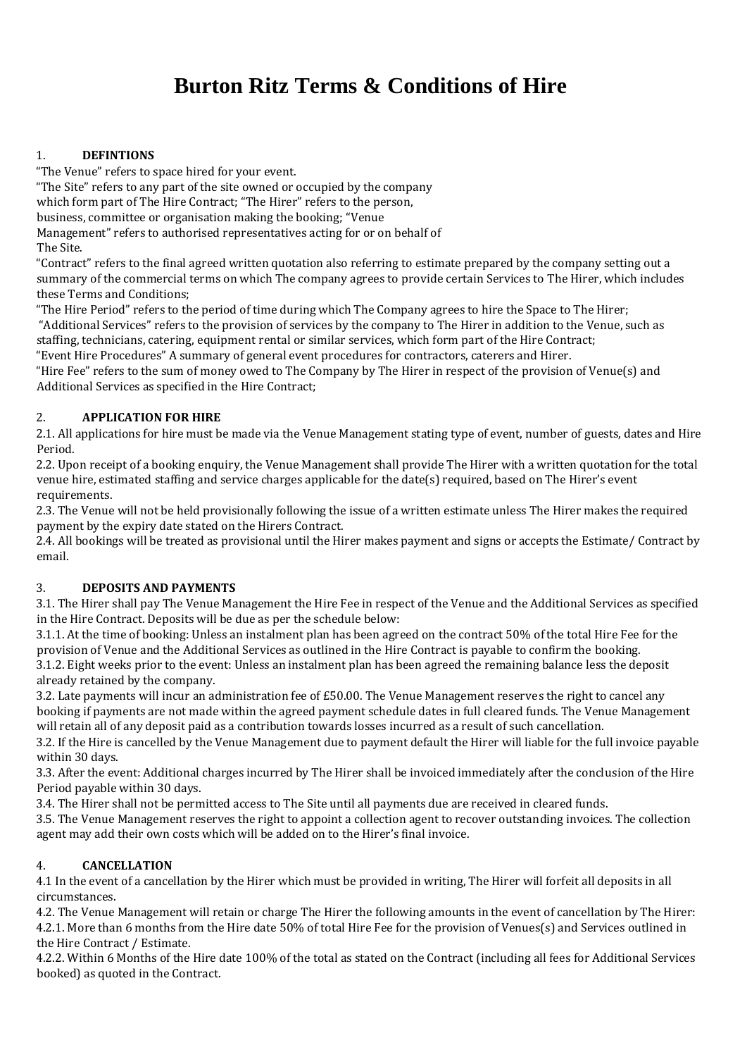# Burton Ritz Terms & Conditions of Hire

1. **DEFINTIONS**

"The Venue" refers to space hired for your event.
"The Site" refers to any part of the site owned or occupied by the company which form part of The Hire Contract; "The Hirer" refers to the person, business, committee or organisation making the booking; "Venue Management" refers to authorised representatives acting for or on behalf of The Site.
"Contract" refers to the final agreed written quotation also referring to estimate prepared by the company setting out a summary of the commercial terms on which The company agrees to provide certain Services to The Hirer, which includes these Terms and Conditions;
"The Hire Period" refers to the period of time during which The Company agrees to hire the Space to The Hirer;
"Additional Services" refers to the provision of services by the company to The Hirer in addition to the Venue, such as staffing, technicians, catering, equipment rental or similar services, which form part of the Hire Contract;
"Event Hire Procedures" A summary of general event procedures for contractors, caterers and Hirer.
"Hire Fee" refers to the sum of money owed to The Company by The Hirer in respect of the provision of Venue(s) and Additional Services as specified in the Hire Contract;

2. **APPLICATION FOR HIRE**

2.1. All applications for hire must be made via the Venue Management stating type of event, number of guests, dates and Hire Period.
2.2. Upon receipt of a booking enquiry, the Venue Management shall provide The Hirer with a written quotation for the total venue hire, estimated staffing and service charges applicable for the date(s) required, based on The Hirer's event requirements.
2.3. The Venue will not be held provisionally following the issue of a written estimate unless The Hirer makes the required payment by the expiry date stated on the Hirers Contract.
2.4. All bookings will be treated as provisional until the Hirer makes payment and signs or accepts the Estimate/ Contract by email.

3. **DEPOSITS AND PAYMENTS**

3.1. The Hirer shall pay The Venue Management the Hire Fee in respect of the Venue and the Additional Services as specified in the Hire Contract. Deposits will be due as per the schedule below:
3.1.1. At the time of booking: Unless an instalment plan has been agreed on the contract 50% of the total Hire Fee for the provision of Venue and the Additional Services as outlined in the Hire Contract is payable to confirm the booking.
3.1.2. Eight weeks prior to the event: Unless an instalment plan has been agreed the remaining balance less the deposit already retained by the company.
3.2. Late payments will incur an administration fee of £50.00. The Venue Management reserves the right to cancel any booking if payments are not made within the agreed payment schedule dates in full cleared funds. The Venue Management will retain all of any deposit paid as a contribution towards losses incurred as a result of such cancellation.
3.2. If the Hire is cancelled by the Venue Management due to payment default the Hirer will liable for the full invoice payable within 30 days.
3.3. After the event: Additional charges incurred by The Hirer shall be invoiced immediately after the conclusion of the Hire Period payable within 30 days.
3.4. The Hirer shall not be permitted access to The Site until all payments due are received in cleared funds.
3.5. The Venue Management reserves the right to appoint a collection agent to recover outstanding invoices. The collection agent may add their own costs which will be added on to the Hirer's final invoice.

4. **CANCELLATION**

4.1 In the event of a cancellation by the Hirer which must be provided in writing, The Hirer will forfeit all deposits in all circumstances.
4.2. The Venue Management will retain or charge The Hirer the following amounts in the event of cancellation by The Hirer:
4.2.1. More than 6 months from the Hire date 50% of total Hire Fee for the provision of Venues(s) and Services outlined in the Hire Contract / Estimate.
4.2.2. Within 6 Months of the Hire date 100% of the total as stated on the Contract (including all fees for Additional Services booked) as quoted in the Contract.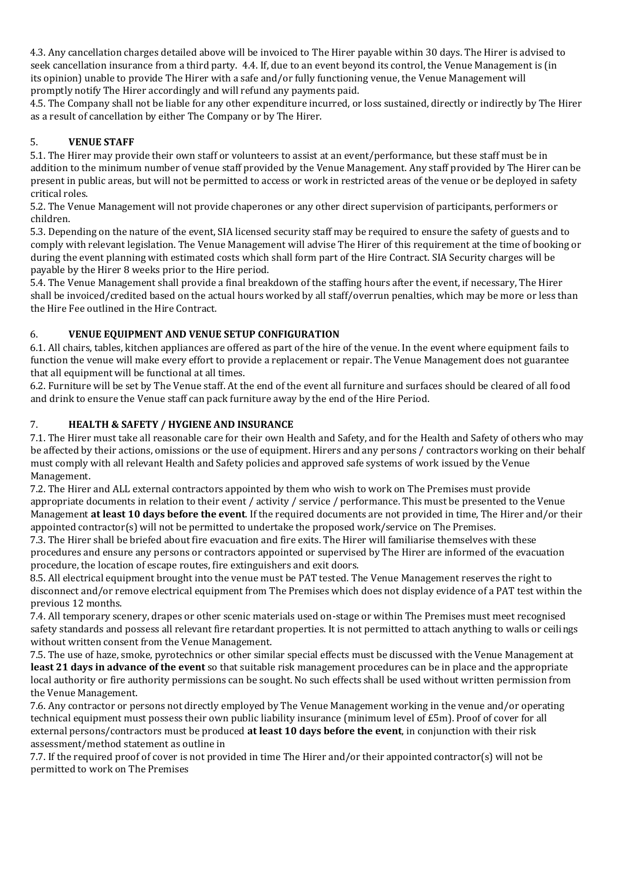4.3. Any cancellation charges detailed above will be invoiced to The Hirer payable within 30 days. The Hirer is advised to seek cancellation insurance from a third party. 4.4. If, due to an event beyond its control, the Venue Management is (in its opinion) unable to provide The Hirer with a safe and/or fully functioning venue, the Venue Management will promptly notify The Hirer accordingly and will refund any payments paid.

4.5. The Company shall not be liable for any other expenditure incurred, or loss sustained, directly or indirectly by The Hirer as a result of cancellation by either The Company or by The Hirer.

## 5. VENUE STAFF

5.1. The Hirer may provide their own staff or volunteers to assist at an event/performance, but these staff must be in addition to the minimum number of venue staff provided by the Venue Management. Any staff provided by The Hirer can be present in public areas, but will not be permitted to access or work in restricted areas of the venue or be deployed in safety critical roles.

5.2. The Venue Management will not provide chaperones or any other direct supervision of participants, performers or children.

5.3. Depending on the nature of the event, SIA licensed security staff may be required to ensure the safety of guests and to comply with relevant legislation. The Venue Management will advise The Hirer of this requirement at the time of booking or during the event planning with estimated costs which shall form part of the Hire Contract. SIA Security charges will be payable by the Hirer 8 weeks prior to the Hire period.

5.4. The Venue Management shall provide a final breakdown of the staffing hours after the event, if necessary, The Hirer shall be invoiced/credited based on the actual hours worked by all staff/overrun penalties, which may be more or less than the Hire Fee outlined in the Hire Contract.

## 6. VENUE EQUIPMENT AND VENUE SETUP CONFIGURATION

6.1. All chairs, tables, kitchen appliances are offered as part of the hire of the venue. In the event where equipment fails to function the venue will make every effort to provide a replacement or repair. The Venue Management does not guarantee that all equipment will be functional at all times.

6.2. Furniture will be set by The Venue staff. At the end of the event all furniture and surfaces should be cleared of all food and drink to ensure the Venue staff can pack furniture away by the end of the Hire Period.

## 7. HEALTH & SAFETY / HYGIENE AND INSURANCE

7.1. The Hirer must take all reasonable care for their own Health and Safety, and for the Health and Safety of others who may be affected by their actions, omissions or the use of equipment. Hirers and any persons / contractors working on their behalf must comply with all relevant Health and Safety policies and approved safe systems of work issued by the Venue Management.

7.2. The Hirer and ALL external contractors appointed by them who wish to work on The Premises must provide appropriate documents in relation to their event / activity / service / performance. This must be presented to the Venue Management **at least 10 days before the event**. If the required documents are not provided in time, The Hirer and/or their appointed contractor(s) will not be permitted to undertake the proposed work/service on The Premises.

7.3. The Hirer shall be briefed about fire evacuation and fire exits. The Hirer will familiarise themselves with these procedures and ensure any persons or contractors appointed or supervised by The Hirer are informed of the evacuation procedure, the location of escape routes, fire extinguishers and exit doors.

8.5. All electrical equipment brought into the venue must be PAT tested. The Venue Management reserves the right to disconnect and/or remove electrical equipment from The Premises which does not display evidence of a PAT test within the previous 12 months.

7.4. All temporary scenery, drapes or other scenic materials used on-stage or within The Premises must meet recognised safety standards and possess all relevant fire retardant properties. It is not permitted to attach anything to walls or ceilings without written consent from the Venue Management.

7.5. The use of haze, smoke, pyrotechnics or other similar special effects must be discussed with the Venue Management at **least 21 days in advance of the event** so that suitable risk management procedures can be in place and the appropriate local authority or fire authority permissions can be sought. No such effects shall be used without written permission from the Venue Management.

7.6. Any contractor or persons not directly employed by The Venue Management working in the venue and/or operating technical equipment must possess their own public liability insurance (minimum level of £5m). Proof of cover for all external persons/contractors must be produced **at least 10 days before the event**, in conjunction with their risk assessment/method statement as outline in

7.7. If the required proof of cover is not provided in time The Hirer and/or their appointed contractor(s) will not be permitted to work on The Premises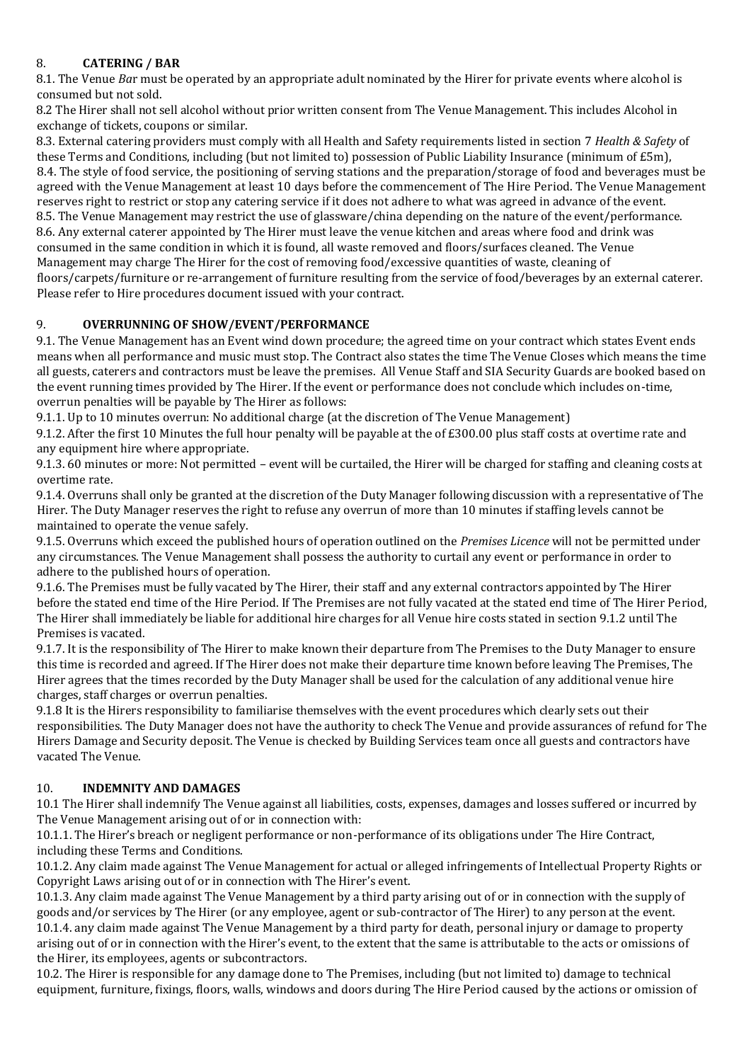## 8. CATERING / BAR

8.1. The Venue *Bar* must be operated by an appropriate adult nominated by the Hirer for private events where alcohol is consumed but not sold.

8.2 The Hirer shall not sell alcohol without prior written consent from The Venue Management. This includes Alcohol in exchange of tickets, coupons or similar.

8.3. External catering providers must comply with all Health and Safety requirements listed in section 7 *Health & Safety* of these Terms and Conditions, including (but not limited to) possession of Public Liability Insurance (minimum of £5m),

8.4. The style of food service, the positioning of serving stations and the preparation/storage of food and beverages must be agreed with the Venue Management at least 10 days before the commencement of The Hire Period. The Venue Management reserves right to restrict or stop any catering service if it does not adhere to what was agreed in advance of the event.

8.5. The Venue Management may restrict the use of glassware/china depending on the nature of the event/performance.

8.6. Any external caterer appointed by The Hirer must leave the venue kitchen and areas where food and drink was consumed in the same condition in which it is found, all waste removed and floors/surfaces cleaned. The Venue Management may charge The Hirer for the cost of removing food/excessive quantities of waste, cleaning of floors/carpets/furniture or re-arrangement of furniture resulting from the service of food/beverages by an external caterer. Please refer to Hire procedures document issued with your contract.

## 9. OVERRUNNING OF SHOW/EVENT/PERFORMANCE

9.1. The Venue Management has an Event wind down procedure; the agreed time on your contract which states Event ends means when all performance and music must stop. The Contract also states the time The Venue Closes which means the time all guests, caterers and contractors must be leave the premises. All Venue Staff and SIA Security Guards are booked based on the event running times provided by The Hirer. If the event or performance does not conclude which includes on-time, overrun penalties will be payable by The Hirer as follows:

9.1.1. Up to 10 minutes overrun: No additional charge (at the discretion of The Venue Management)

9.1.2. After the first 10 Minutes the full hour penalty will be payable at the of £300.00 plus staff costs at overtime rate and any equipment hire where appropriate.

9.1.3. 60 minutes or more: Not permitted – event will be curtailed, the Hirer will be charged for staffing and cleaning costs at overtime rate.

9.1.4. Overruns shall only be granted at the discretion of the Duty Manager following discussion with a representative of The Hirer. The Duty Manager reserves the right to refuse any overrun of more than 10 minutes if staffing levels cannot be maintained to operate the venue safely.

9.1.5. Overruns which exceed the published hours of operation outlined on the *Premises Licence* will not be permitted under any circumstances. The Venue Management shall possess the authority to curtail any event or performance in order to adhere to the published hours of operation.

9.1.6. The Premises must be fully vacated by The Hirer, their staff and any external contractors appointed by The Hirer before the stated end time of the Hire Period. If The Premises are not fully vacated at the stated end time of The Hirer Period, The Hirer shall immediately be liable for additional hire charges for all Venue hire costs stated in section 9.1.2 until The Premises is vacated.

9.1.7. It is the responsibility of The Hirer to make known their departure from The Premises to the Duty Manager to ensure this time is recorded and agreed. If The Hirer does not make their departure time known before leaving The Premises, The Hirer agrees that the times recorded by the Duty Manager shall be used for the calculation of any additional venue hire charges, staff charges or overrun penalties.

9.1.8 It is the Hirers responsibility to familiarise themselves with the event procedures which clearly sets out their responsibilities. The Duty Manager does not have the authority to check The Venue and provide assurances of refund for The Hirers Damage and Security deposit. The Venue is checked by Building Services team once all guests and contractors have vacated The Venue.

## 10. INDEMNITY AND DAMAGES

10.1 The Hirer shall indemnify The Venue against all liabilities, costs, expenses, damages and losses suffered or incurred by The Venue Management arising out of or in connection with:

10.1.1. The Hirer's breach or negligent performance or non-performance of its obligations under The Hire Contract, including these Terms and Conditions.

10.1.2. Any claim made against The Venue Management for actual or alleged infringements of Intellectual Property Rights or Copyright Laws arising out of or in connection with The Hirer's event.

10.1.3. Any claim made against The Venue Management by a third party arising out of or in connection with the supply of goods and/or services by The Hirer (or any employee, agent or sub-contractor of The Hirer) to any person at the event.

10.1.4. any claim made against The Venue Management by a third party for death, personal injury or damage to property arising out of or in connection with the Hirer's event, to the extent that the same is attributable to the acts or omissions of the Hirer, its employees, agents or subcontractors.

10.2. The Hirer is responsible for any damage done to The Premises, including (but not limited to) damage to technical equipment, furniture, fixings, floors, walls, windows and doors during The Hire Period caused by the actions or omission of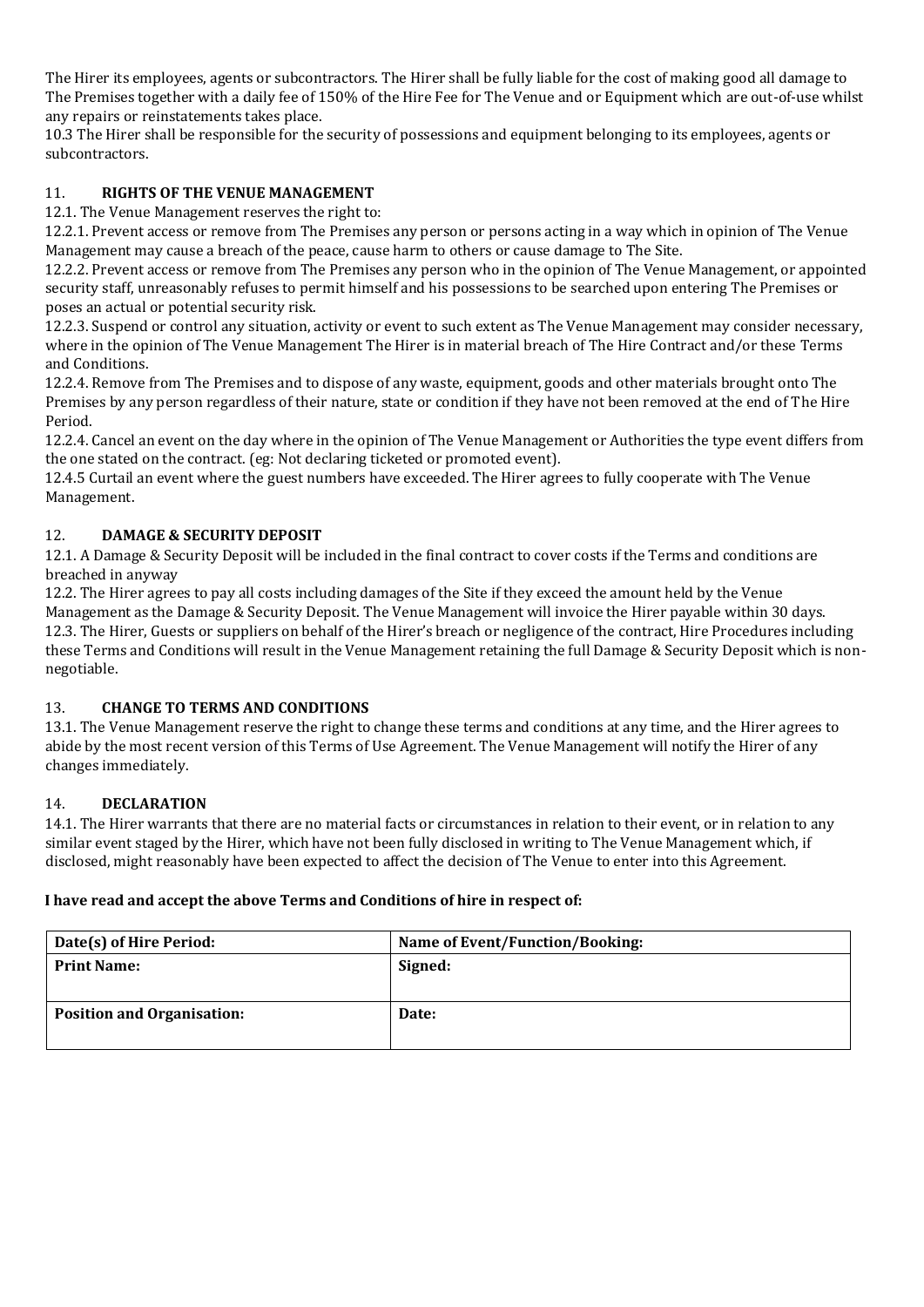The Hirer its employees, agents or subcontractors. The Hirer shall be fully liable for the cost of making good all damage to The Premises together with a daily fee of 150% of the Hire Fee for The Venue and or Equipment which are out-of-use whilst any repairs or reinstatements takes place.

10.3 The Hirer shall be responsible for the security of possessions and equipment belonging to its employees, agents or subcontractors.

## 11. RIGHTS OF THE VENUE MANAGEMENT

12.1. The Venue Management reserves the right to:

12.2.1. Prevent access or remove from The Premises any person or persons acting in a way which in opinion of The Venue Management may cause a breach of the peace, cause harm to others or cause damage to The Site.

12.2.2. Prevent access or remove from The Premises any person who in the opinion of The Venue Management, or appointed security staff, unreasonably refuses to permit himself and his possessions to be searched upon entering The Premises or poses an actual or potential security risk.

12.2.3. Suspend or control any situation, activity or event to such extent as The Venue Management may consider necessary, where in the opinion of The Venue Management The Hirer is in material breach of The Hire Contract and/or these Terms and Conditions.

12.2.4. Remove from The Premises and to dispose of any waste, equipment, goods and other materials brought onto The Premises by any person regardless of their nature, state or condition if they have not been removed at the end of The Hire Period.

12.2.4. Cancel an event on the day where in the opinion of The Venue Management or Authorities the type event differs from the one stated on the contract. (eg: Not declaring ticketed or promoted event).

12.4.5 Curtail an event where the guest numbers have exceeded. The Hirer agrees to fully cooperate with The Venue Management.

## 12. DAMAGE & SECURITY DEPOSIT

12.1. A Damage & Security Deposit will be included in the final contract to cover costs if the Terms and conditions are breached in anyway

12.2. The Hirer agrees to pay all costs including damages of the Site if they exceed the amount held by the Venue Management as the Damage & Security Deposit. The Venue Management will invoice the Hirer payable within 30 days.

12.3. The Hirer, Guests or suppliers on behalf of the Hirer's breach or negligence of the contract, Hire Procedures including these Terms and Conditions will result in the Venue Management retaining the full Damage & Security Deposit which is non-negotiable.

## 13. CHANGE TO TERMS AND CONDITIONS

13.1. The Venue Management reserve the right to change these terms and conditions at any time, and the Hirer agrees to abide by the most recent version of this Terms of Use Agreement. The Venue Management will notify the Hirer of any changes immediately.

## 14. DECLARATION

14.1. The Hirer warrants that there are no material facts or circumstances in relation to their event, or in relation to any similar event staged by the Hirer, which have not been fully disclosed in writing to The Venue Management which, if disclosed, might reasonably have been expected to affect the decision of The Venue to enter into this Agreement.

**I have read and accept the above Terms and Conditions of hire in respect of:**

| **Date(s) of Hire Period:** | **Name of Event/Function/Booking:** |
|---|---|
| **Print Name:** | **Signed:** |
| **Position and Organisation:** | **Date:** |